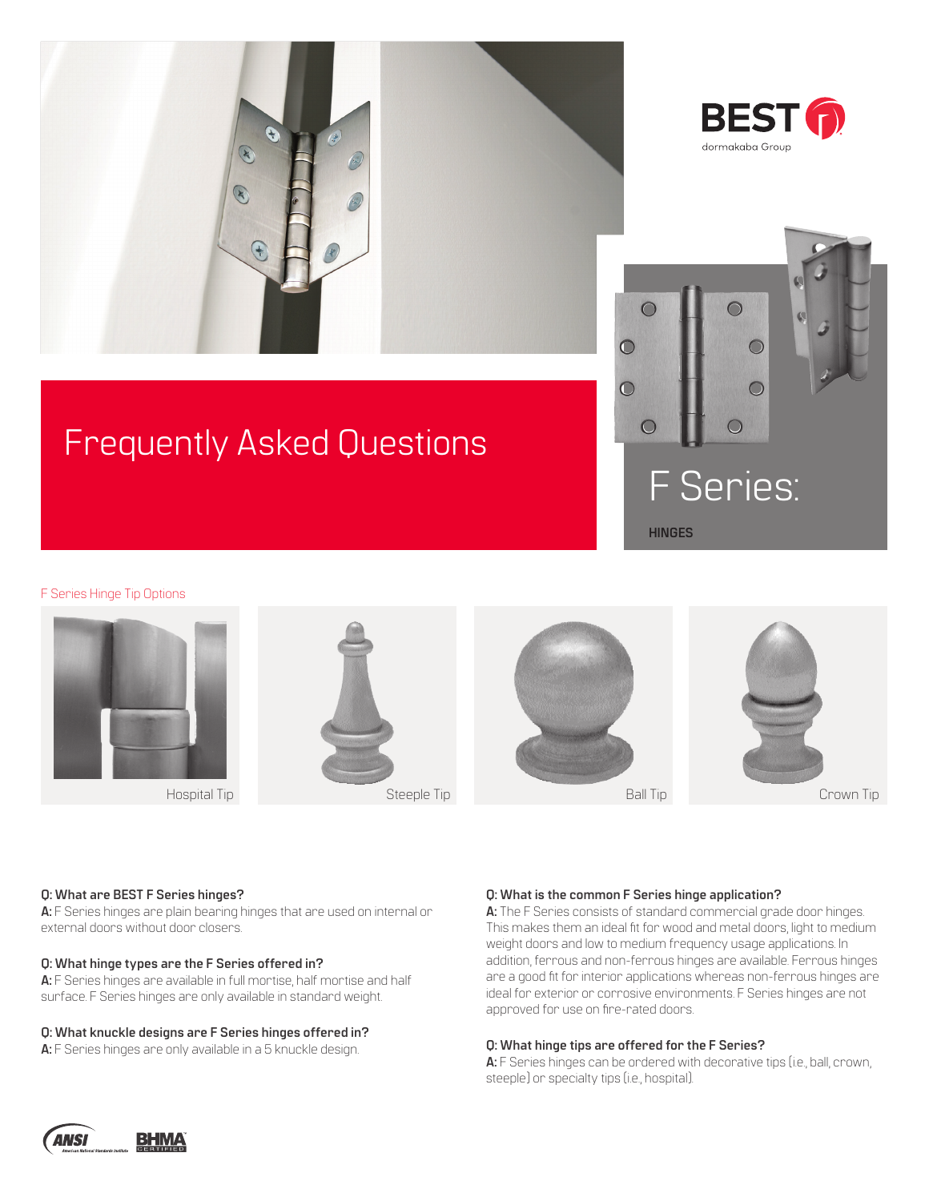BEST

dormakaba Group

# Frequently Asked Questions

# F Series:

**HINGES**

F Series Hinge Tip Options

Hospital Tip

Steeple Tip

Ball Tip

Crown Tip

**Q: What are BEST F Series hinges?**
**A:** F Series hinges are plain bearing hinges that are used on internal or external doors without door closers.

**Q: What hinge types are the F Series offered in?**
**A:** F Series hinges are available in full mortise, half mortise and half surface. F Series hinges are only available in standard weight.

**Q: What knuckle designs are F Series hinges offered in?**
**A:** F Series hinges are only available in a 5 knuckle design.

**Q: What is the common F Series hinge application?**
**A:** The F Series consists of standard commercial grade door hinges. This makes them an ideal fit for wood and metal doors, light to medium weight doors and low to medium frequency usage applications. In addition, ferrous and non-ferrous hinges are available. Ferrous hinges are a good fit for interior applications whereas non-ferrous hinges are ideal for exterior or corrosive environments. F Series hinges are not approved for use on fire-rated doors.

**Q: What hinge tips are offered for the F Series?**
**A:** F Series hinges can be ordered with decorative tips (i.e., ball, crown, steeple) or specialty tips (i.e., hospital).

ANSI American National Standards Institute

BHMA CERTIFIED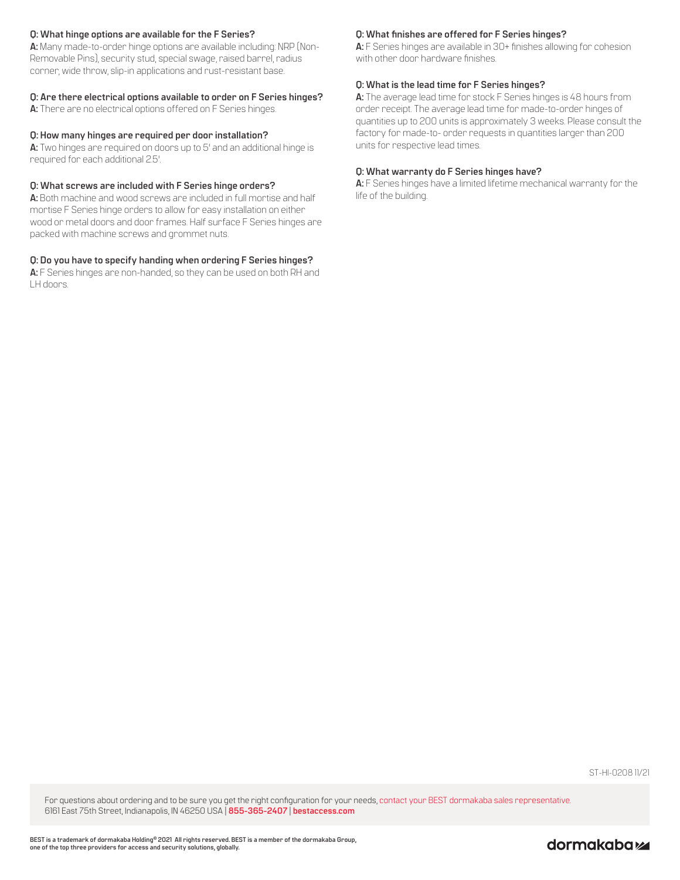**Q: What hinge options are available for the F Series?**
**A:** Many made-to-order hinge options are available including: NRP (Non-Removable Pins), security stud, special swage, raised barrel, radius corner, wide throw, slip-in applications and rust-resistant base.

**Q: Are there electrical options available to order on F Series hinges?**
**A:** There are no electrical options offered on F Series hinges.

**Q: How many hinges are required per door installation?**
**A:** Two hinges are required on doors up to 5' and an additional hinge is required for each additional 2.5'.

**Q: What screws are included with F Series hinge orders?**
**A:** Both machine and wood screws are included in full mortise and half mortise F Series hinge orders to allow for easy installation on either wood or metal doors and door frames. Half surface F Series hinges are packed with machine screws and grommet nuts.

**Q: Do you have to specify handing when ordering F Series hinges?**
**A:** F Series hinges are non-handed, so they can be used on both RH and LH doors.

**Q: What finishes are offered for F Series hinges?**
**A:** F Series hinges are available in 30+ finishes allowing for cohesion with other door hardware finishes.

**Q: What is the lead time for F Series hinges?**
**A:** The average lead time for stock F Series hinges is 48 hours from order receipt. The average lead time for made-to-order hinges of quantities up to 200 units is approximately 3 weeks. Please consult the factory for made-to- order requests in quantities larger than 200 units for respective lead times.

**Q: What warranty do F Series hinges have?**
**A:** F Series hinges have a limited lifetime mechanical warranty for the life of the building.

ST-HI-0208 11/21

For questions about ordering and to be sure you get the right configuration for your needs, contact your BEST dormakaba sales representative.
6161 East 75th Street, Indianapolis, IN 46250 USA | **855-365-2407** | **bestaccess.com**

**BEST is a trademark of dormakaba Holding® 2021 All rights reserved. BEST is a member of the dormakaba Group, one of the top three providers for access and security solutions, globally.**

dormakaba